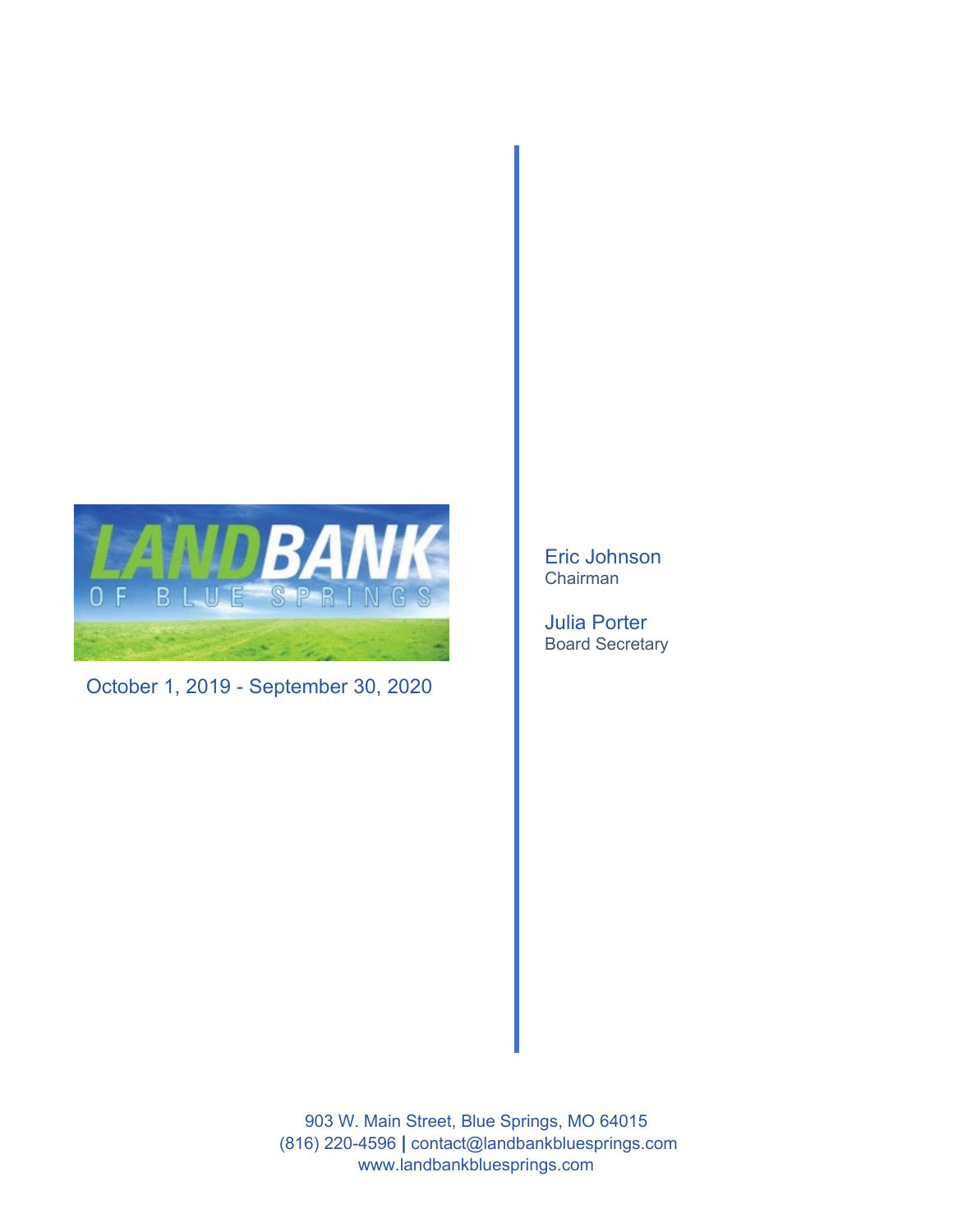# LANDBANK OF BLUE SPRINGS

October 1, 2019 - September 30, 2020

Eric Johnson
Chairman

Julia Porter
Board Secretary

903 W. Main Street, Blue Springs, MO 64015
(816) 220-4596 | contact@landbankbluesprings.com
www.landbankbluesprings.com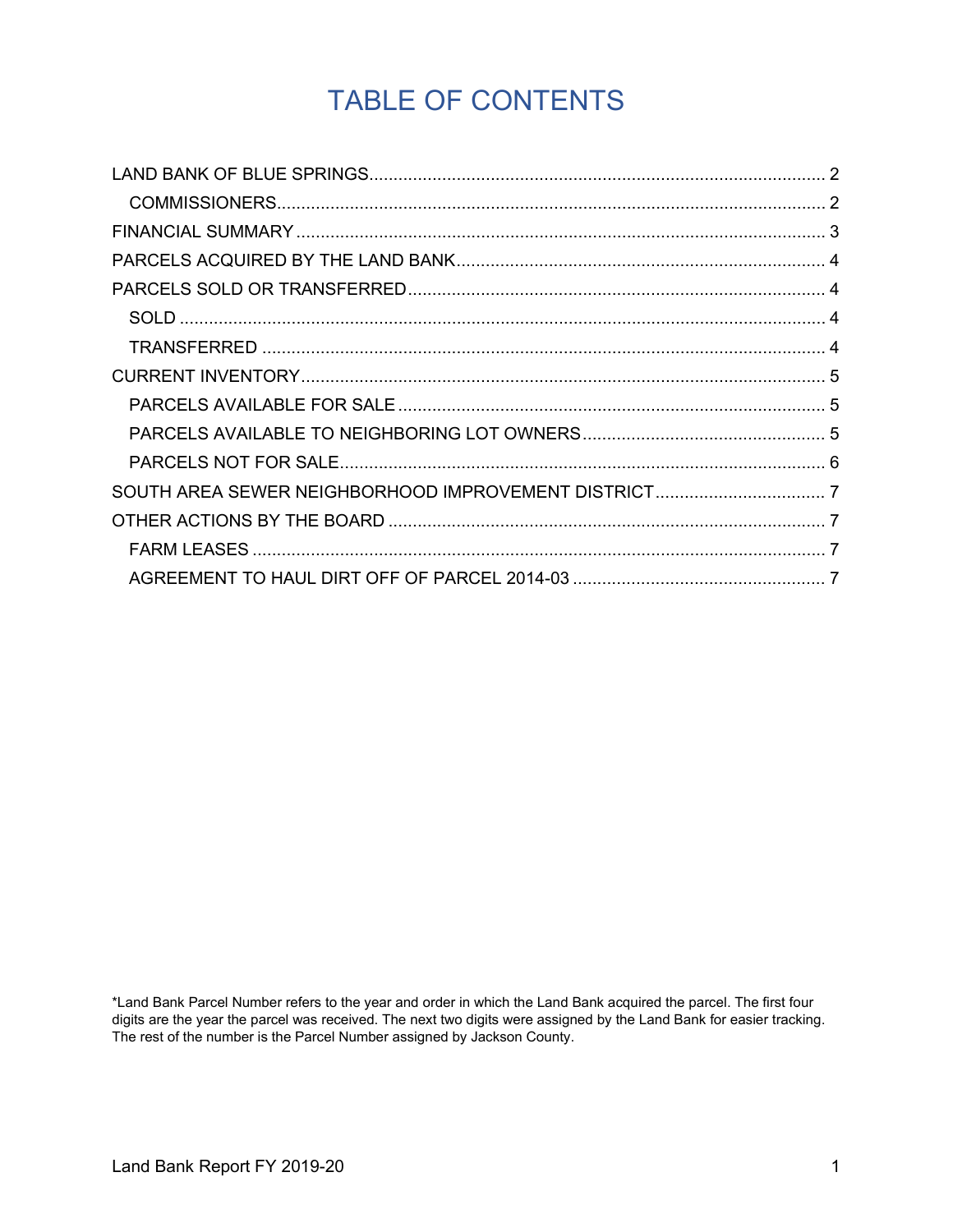# TABLE OF CONTENTS

LAND BANK OF BLUE SPRINGS ........................................................................................ 2

  COMMISSIONERS ............................................................................................................ 2

FINANCIAL SUMMARY ......................................................................................................... 3

PARCELS ACQUIRED BY THE LAND BANK ......................................................................... 4

PARCELS SOLD OR TRANSFERRED ................................................................................... 4

  SOLD ................................................................................................................................ 4

  TRANSFERRED ............................................................................................................... 4

CURRENT INVENTORY ........................................................................................................ 5

  PARCELS AVAILABLE FOR SALE ...................................................................................... 5

  PARCELS AVAILABLE TO NEIGHBORING LOT OWNERS ................................................ 5

  PARCELS NOT FOR SALE .................................................................................................. 6

SOUTH AREA SEWER NEIGHBORHOOD IMPROVEMENT DISTRICT ................................. 7

OTHER ACTIONS BY THE BOARD ....................................................................................... 7

  FARM LEASES .................................................................................................................. 7

  AGREEMENT TO HAUL DIRT OFF OF PARCEL 2014-03 .................................................. 7

*Land Bank Parcel Number refers to the year and order in which the Land Bank acquired the parcel. The first four digits are the year the parcel was received. The next two digits were assigned by the Land Bank for easier tracking. The rest of the number is the Parcel Number assigned by Jackson County.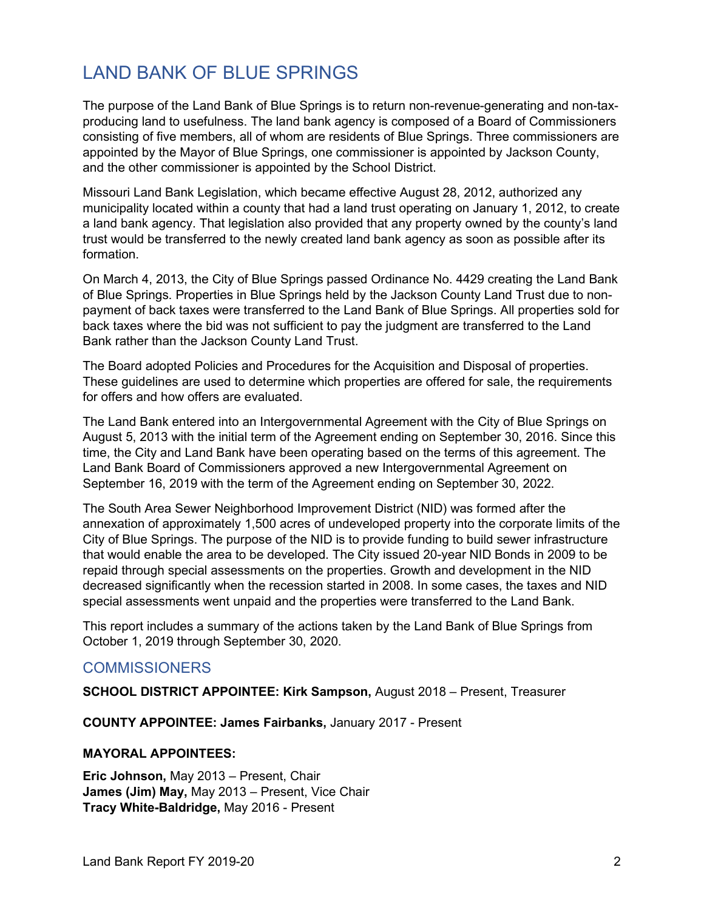# LAND BANK OF BLUE SPRINGS

The purpose of the Land Bank of Blue Springs is to return non-revenue-generating and non-tax-producing land to usefulness. The land bank agency is composed of a Board of Commissioners consisting of five members, all of whom are residents of Blue Springs. Three commissioners are appointed by the Mayor of Blue Springs, one commissioner is appointed by Jackson County, and the other commissioner is appointed by the School District.

Missouri Land Bank Legislation, which became effective August 28, 2012, authorized any municipality located within a county that had a land trust operating on January 1, 2012, to create a land bank agency. That legislation also provided that any property owned by the county's land trust would be transferred to the newly created land bank agency as soon as possible after its formation.

On March 4, 2013, the City of Blue Springs passed Ordinance No. 4429 creating the Land Bank of Blue Springs. Properties in Blue Springs held by the Jackson County Land Trust due to non-payment of back taxes were transferred to the Land Bank of Blue Springs. All properties sold for back taxes where the bid was not sufficient to pay the judgment are transferred to the Land Bank rather than the Jackson County Land Trust.

The Board adopted Policies and Procedures for the Acquisition and Disposal of properties. These guidelines are used to determine which properties are offered for sale, the requirements for offers and how offers are evaluated.

The Land Bank entered into an Intergovernmental Agreement with the City of Blue Springs on August 5, 2013 with the initial term of the Agreement ending on September 30, 2016. Since this time, the City and Land Bank have been operating based on the terms of this agreement. The Land Bank Board of Commissioners approved a new Intergovernmental Agreement on September 16, 2019 with the term of the Agreement ending on September 30, 2022.

The South Area Sewer Neighborhood Improvement District (NID) was formed after the annexation of approximately 1,500 acres of undeveloped property into the corporate limits of the City of Blue Springs. The purpose of the NID is to provide funding to build sewer infrastructure that would enable the area to be developed. The City issued 20-year NID Bonds in 2009 to be repaid through special assessments on the properties. Growth and development in the NID decreased significantly when the recession started in 2008. In some cases, the taxes and NID special assessments went unpaid and the properties were transferred to the Land Bank.

This report includes a summary of the actions taken by the Land Bank of Blue Springs from October 1, 2019 through September 30, 2020.

## COMMISSIONERS

**SCHOOL DISTRICT APPOINTEE: Kirk Sampson,** August 2018 – Present, Treasurer

**COUNTY APPOINTEE: James Fairbanks,** January 2017 - Present

**MAYORAL APPOINTEES:**

**Eric Johnson,** May 2013 – Present, Chair  
**James (Jim) May,** May 2013 – Present, Vice Chair  
**Tracy White-Baldridge,** May 2016 - Present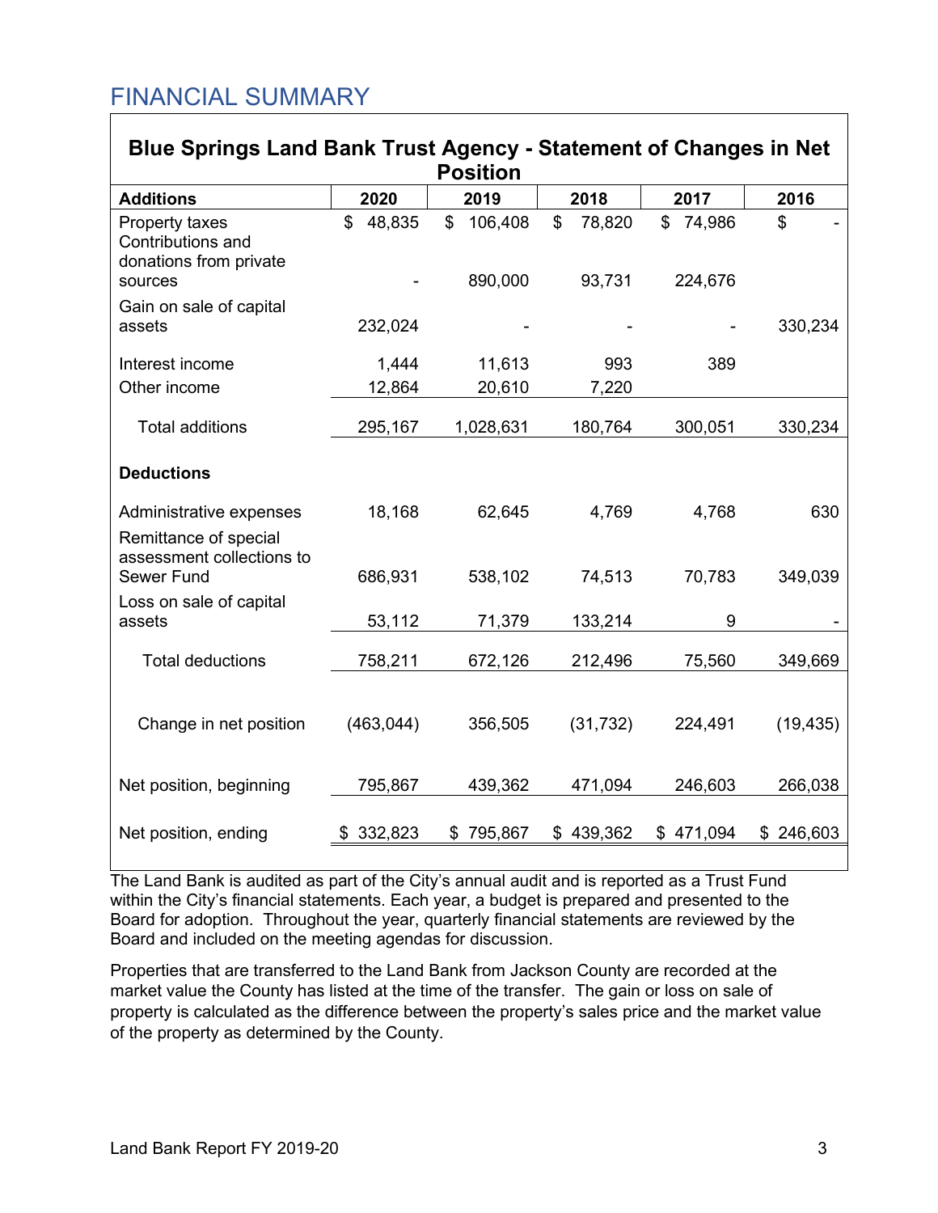# FINANCIAL SUMMARY

| Blue Springs Land Bank Trust Agency - Statement of Changes in Net Position | | | | | |
|---|---|---|---|---|---|
| **Additions** | **2020** | **2019** | **2018** | **2017** | **2016** |
| Property taxes | $ 48,835 | $ 106,408 | $ 78,820 | $ 74,986 | $ - |
| Contributions and donations from private sources | - | 890,000 | 93,731 | 224,676 | |
| Gain on sale of capital assets | 232,024 | - | - | - | 330,234 |
| Interest income | 1,444 | 11,613 | 993 | 389 | |
| Other income | 12,864 | 20,610 | 7,220 | | |
| Total additions | 295,167 | 1,028,631 | 180,764 | 300,051 | 330,234 |
| **Deductions** | | | | | |
| Administrative expenses | 18,168 | 62,645 | 4,769 | 4,768 | 630 |
| Remittance of special assessment collections to Sewer Fund | 686,931 | 538,102 | 74,513 | 70,783 | 349,039 |
| Loss on sale of capital assets | 53,112 | 71,379 | 133,214 | 9 | - |
| Total deductions | 758,211 | 672,126 | 212,496 | 75,560 | 349,669 |
| Change in net position | (463,044) | 356,505 | (31,732) | 224,491 | (19,435) |
| Net position, beginning | 795,867 | 439,362 | 471,094 | 246,603 | 266,038 |
| Net position, ending | $ 332,823 | $ 795,867 | $ 439,362 | $ 471,094 | $ 246,603 |

The Land Bank is audited as part of the City's annual audit and is reported as a Trust Fund within the City's financial statements. Each year, a budget is prepared and presented to the Board for adoption. Throughout the year, quarterly financial statements are reviewed by the Board and included on the meeting agendas for discussion.

Properties that are transferred to the Land Bank from Jackson County are recorded at the market value the County has listed at the time of the transfer. The gain or loss on sale of property is calculated as the difference between the property's sales price and the market value of the property as determined by the County.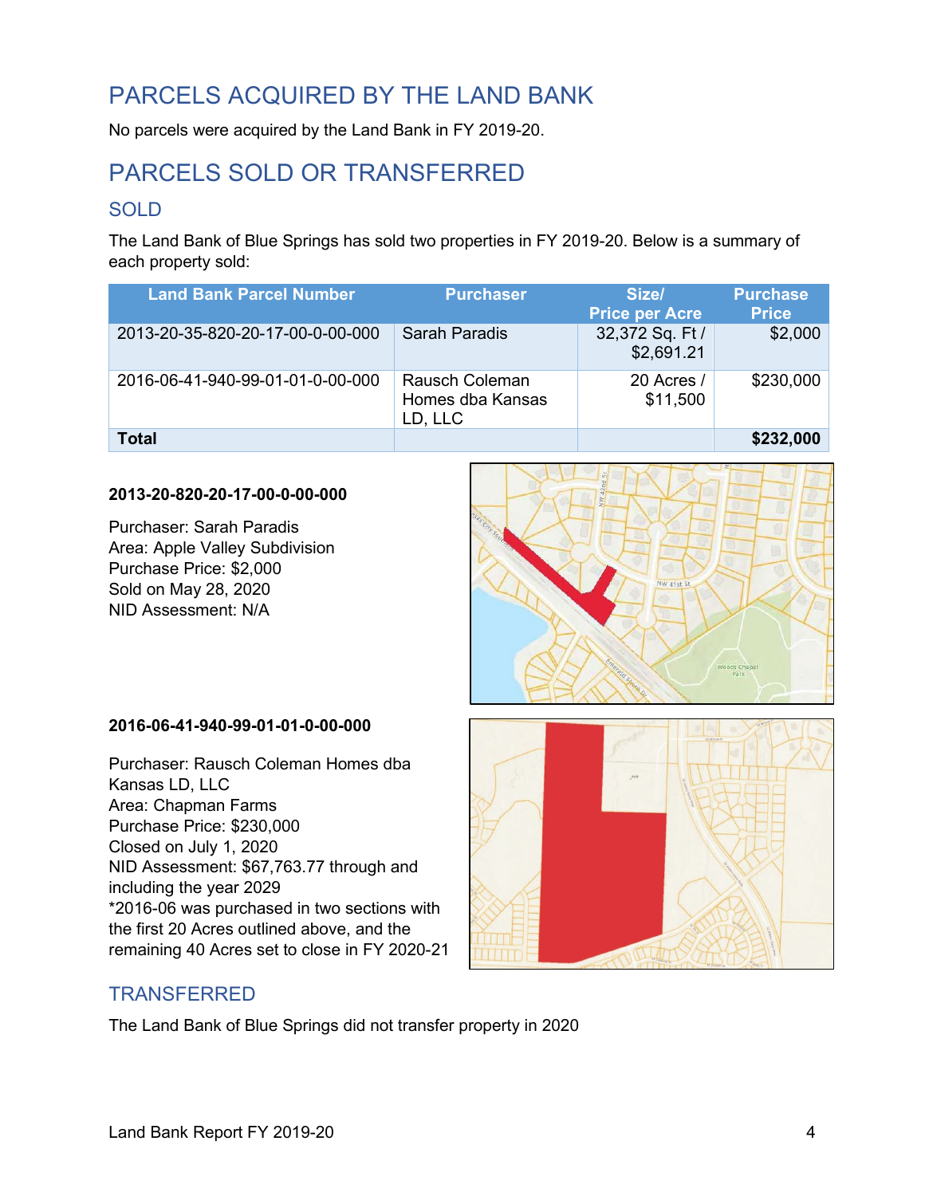## PARCELS ACQUIRED BY THE LAND BANK

No parcels were acquired by the Land Bank in FY 2019-20.

## PARCELS SOLD OR TRANSFERRED

### SOLD

The Land Bank of Blue Springs has sold two properties in FY 2019-20. Below is a summary of each property sold:

| Land Bank Parcel Number | Purchaser | Size/ Price per Acre | Purchase Price |
|---|---|---|---|
| 2013-20-35-820-20-17-00-0-00-000 | Sarah Paradis | 32,372 Sq. Ft / $2,691.21 | $2,000 |
| 2016-06-41-940-99-01-01-0-00-000 | Rausch Coleman Homes dba Kansas LD, LLC | 20 Acres / $11,500 | $230,000 |
| **Total** | | | **$232,000** |

**2013-20-820-20-17-00-0-00-000**

Purchaser: Sarah Paradis
Area: Apple Valley Subdivision
Purchase Price: $2,000
Sold on May 28, 2020
NID Assessment: N/A

**2016-06-41-940-99-01-01-0-00-000**

Purchaser: Rausch Coleman Homes dba Kansas LD, LLC
Area: Chapman Farms
Purchase Price: $230,000
Closed on July 1, 2020
NID Assessment: $67,763.77 through and including the year 2029
*2016-06 was purchased in two sections with the first 20 Acres outlined above, and the remaining 40 Acres set to close in FY 2020-21

### TRANSFERRED

The Land Bank of Blue Springs did not transfer property in 2020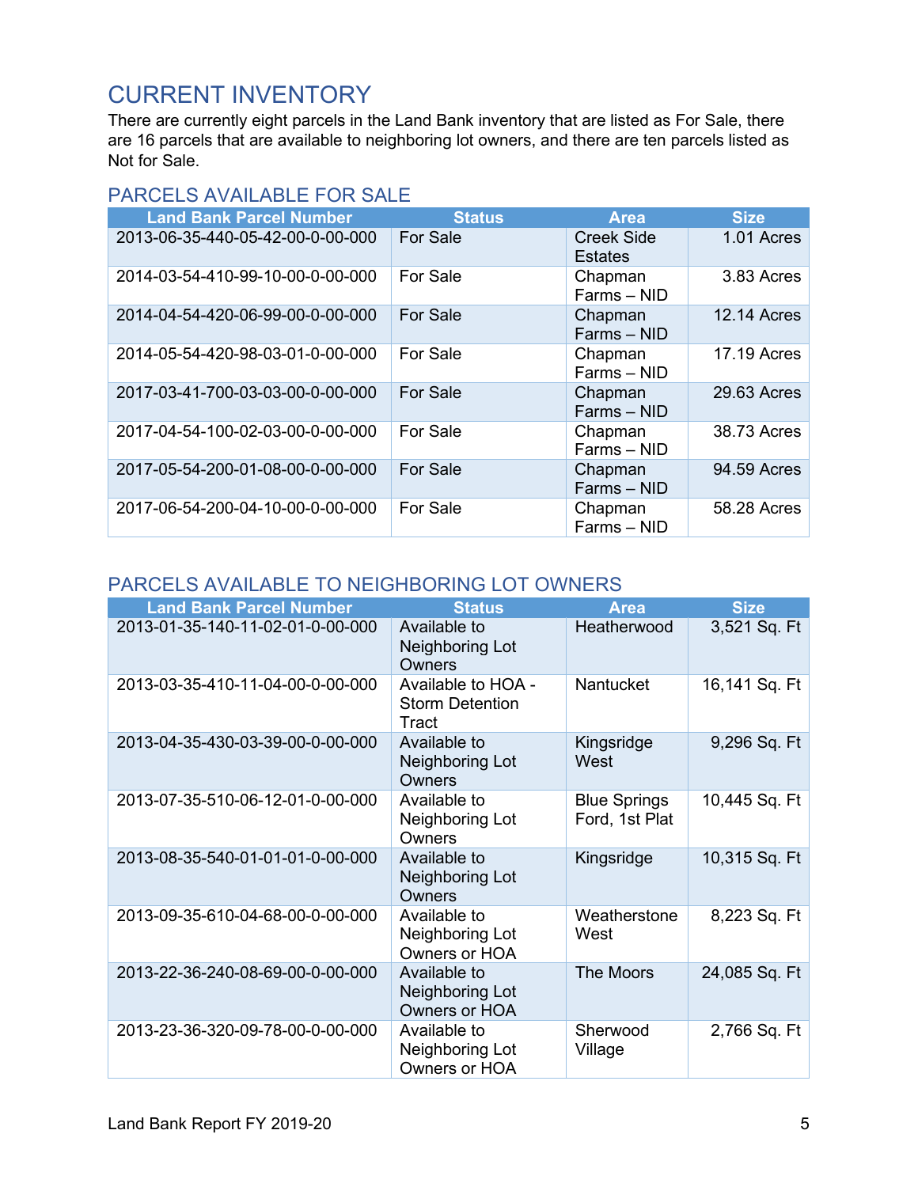# CURRENT INVENTORY

There are currently eight parcels in the Land Bank inventory that are listed as For Sale, there are 16 parcels that are available to neighboring lot owners, and there are ten parcels listed as Not for Sale.

## PARCELS AVAILABLE FOR SALE

| Land Bank Parcel Number | Status | Area | Size |
|---|---|---|---|
| 2013-06-35-440-05-42-00-0-00-000 | For Sale | Creek Side Estates | 1.01 Acres |
| 2014-03-54-410-99-10-00-0-00-000 | For Sale | Chapman Farms – NID | 3.83 Acres |
| 2014-04-54-420-06-99-00-0-00-000 | For Sale | Chapman Farms – NID | 12.14 Acres |
| 2014-05-54-420-98-03-01-0-00-000 | For Sale | Chapman Farms – NID | 17.19 Acres |
| 2017-03-41-700-03-03-00-0-00-000 | For Sale | Chapman Farms – NID | 29.63 Acres |
| 2017-04-54-100-02-03-00-0-00-000 | For Sale | Chapman Farms – NID | 38.73 Acres |
| 2017-05-54-200-01-08-00-0-00-000 | For Sale | Chapman Farms – NID | 94.59 Acres |
| 2017-06-54-200-04-10-00-0-00-000 | For Sale | Chapman Farms – NID | 58.28 Acres |

## PARCELS AVAILABLE TO NEIGHBORING LOT OWNERS

| Land Bank Parcel Number | Status | Area | Size |
|---|---|---|---|
| 2013-01-35-140-11-02-01-0-00-000 | Available to Neighboring Lot Owners | Heatherwood | 3,521 Sq. Ft |
| 2013-03-35-410-11-04-00-0-00-000 | Available to HOA - Storm Detention Tract | Nantucket | 16,141 Sq. Ft |
| 2013-04-35-430-03-39-00-0-00-000 | Available to Neighboring Lot Owners | Kingsridge West | 9,296 Sq. Ft |
| 2013-07-35-510-06-12-01-0-00-000 | Available to Neighboring Lot Owners | Blue Springs Ford, 1st Plat | 10,445 Sq. Ft |
| 2013-08-35-540-01-01-01-0-00-000 | Available to Neighboring Lot Owners | Kingsridge | 10,315 Sq. Ft |
| 2013-09-35-610-04-68-00-0-00-000 | Available to Neighboring Lot Owners or HOA | Weatherstone West | 8,223 Sq. Ft |
| 2013-22-36-240-08-69-00-0-00-000 | Available to Neighboring Lot Owners or HOA | The Moors | 24,085 Sq. Ft |
| 2013-23-36-320-09-78-00-0-00-000 | Available to Neighboring Lot Owners or HOA | Sherwood Village | 2,766 Sq. Ft |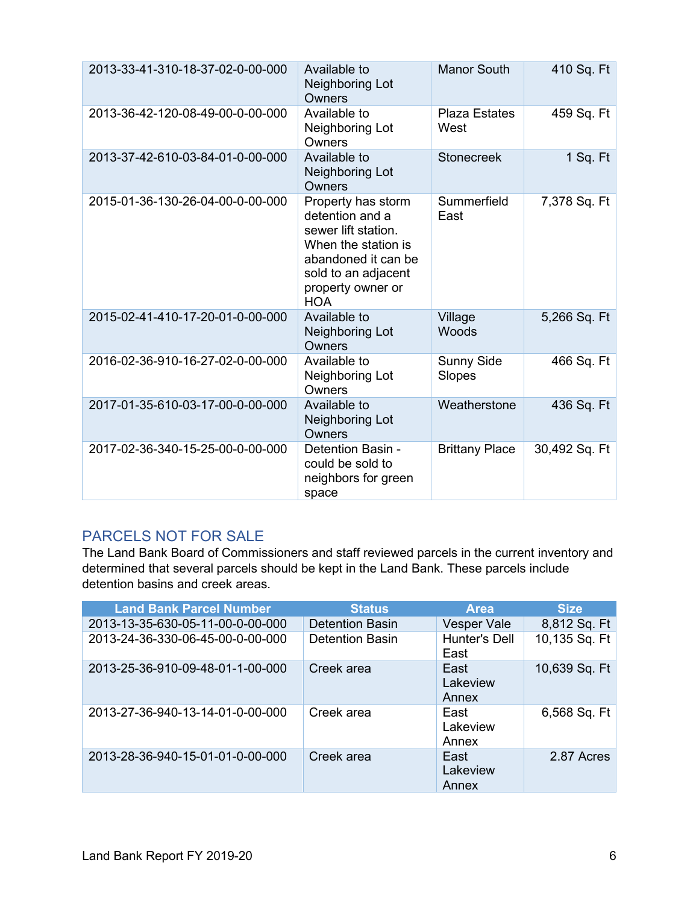| | | | |
|---|---|---|---|
| 2013-33-41-310-18-37-02-0-00-000 | Available to Neighboring Lot Owners | Manor South | 410 Sq. Ft |
| 2013-36-42-120-08-49-00-0-00-000 | Available to Neighboring Lot Owners | Plaza Estates West | 459 Sq. Ft |
| 2013-37-42-610-03-84-01-0-00-000 | Available to Neighboring Lot Owners | Stonecreek | 1 Sq. Ft |
| 2015-01-36-130-26-04-00-0-00-000 | Property has storm detention and a sewer lift station. When the station is abandoned it can be sold to an adjacent property owner or HOA | Summerfield East | 7,378 Sq. Ft |
| 2015-02-41-410-17-20-01-0-00-000 | Available to Neighboring Lot Owners | Village Woods | 5,266 Sq. Ft |
| 2016-02-36-910-16-27-02-0-00-000 | Available to Neighboring Lot Owners | Sunny Side Slopes | 466 Sq. Ft |
| 2017-01-35-610-03-17-00-0-00-000 | Available to Neighboring Lot Owners | Weatherstone | 436 Sq. Ft |
| 2017-02-36-340-15-25-00-0-00-000 | Detention Basin - could be sold to neighbors for green space | Brittany Place | 30,492 Sq. Ft |

## PARCELS NOT FOR SALE

The Land Bank Board of Commissioners and staff reviewed parcels in the current inventory and determined that several parcels should be kept in the Land Bank. These parcels include detention basins and creek areas.

| Land Bank Parcel Number | Status | Area | Size |
|---|---|---|---|
| 2013-13-35-630-05-11-00-0-00-000 | Detention Basin | Vesper Vale | 8,812 Sq. Ft |
| 2013-24-36-330-06-45-00-0-00-000 | Detention Basin | Hunter's Dell East | 10,135 Sq. Ft |
| 2013-25-36-910-09-48-01-1-00-000 | Creek area | East Lakeview Annex | 10,639 Sq. Ft |
| 2013-27-36-940-13-14-01-0-00-000 | Creek area | East Lakeview Annex | 6,568 Sq. Ft |
| 2013-28-36-940-15-01-01-0-00-000 | Creek area | East Lakeview Annex | 2.87 Acres |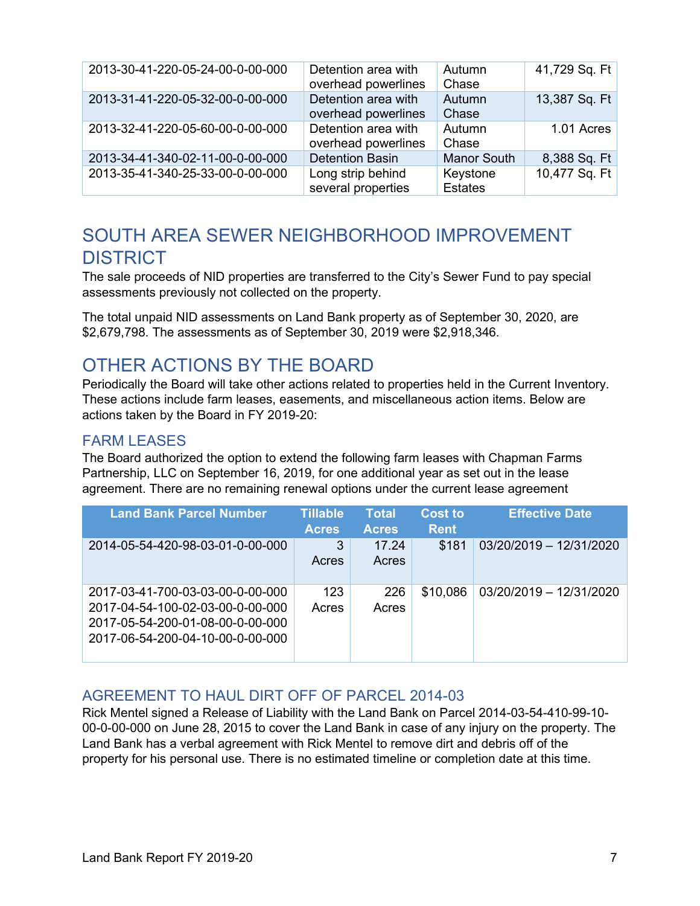| | | | |
|---|---|---|---|
| 2013-30-41-220-05-24-00-0-00-000 | Detention area with overhead powerlines | Autumn Chase | 41,729 Sq. Ft |
| 2013-31-41-220-05-32-00-0-00-000 | Detention area with overhead powerlines | Autumn Chase | 13,387 Sq. Ft |
| 2013-32-41-220-05-60-00-0-00-000 | Detention area with overhead powerlines | Autumn Chase | 1.01 Acres |
| 2013-34-41-340-02-11-00-0-00-000 | Detention Basin | Manor South | 8,388 Sq. Ft |
| 2013-35-41-340-25-33-00-0-00-000 | Long strip behind several properties | Keystone Estates | 10,477 Sq. Ft |

## SOUTH AREA SEWER NEIGHBORHOOD IMPROVEMENT DISTRICT

The sale proceeds of NID properties are transferred to the City's Sewer Fund to pay special assessments previously not collected on the property.

The total unpaid NID assessments on Land Bank property as of September 30, 2020, are $2,679,798. The assessments as of September 30, 2019 were $2,918,346.

## OTHER ACTIONS BY THE BOARD

Periodically the Board will take other actions related to properties held in the Current Inventory. These actions include farm leases, easements, and miscellaneous action items. Below are actions taken by the Board in FY 2019-20:

### FARM LEASES

The Board authorized the option to extend the following farm leases with Chapman Farms Partnership, LLC on September 16, 2019, for one additional year as set out in the lease agreement. There are no remaining renewal options under the current lease agreement

| Land Bank Parcel Number | Tillable Acres | Total Acres | Cost to Rent | Effective Date |
|---|---|---|---|---|
| 2014-05-54-420-98-03-01-0-00-000 | 3 Acres | 17.24 Acres | $181 | 03/20/2019 – 12/31/2020 |
| 2017-03-41-700-03-03-00-0-00-000<br>2017-04-54-100-02-03-00-0-00-000<br>2017-05-54-200-01-08-00-0-00-000<br>2017-06-54-200-04-10-00-0-00-000 | 123 Acres | 226 Acres | $10,086 | 03/20/2019 – 12/31/2020 |

### AGREEMENT TO HAUL DIRT OFF OF PARCEL 2014-03

Rick Mentel signed a Release of Liability with the Land Bank on Parcel 2014-03-54-410-99-10-00-0-00-000 on June 28, 2015 to cover the Land Bank in case of any injury on the property. The Land Bank has a verbal agreement with Rick Mentel to remove dirt and debris off of the property for his personal use. There is no estimated timeline or completion date at this time.